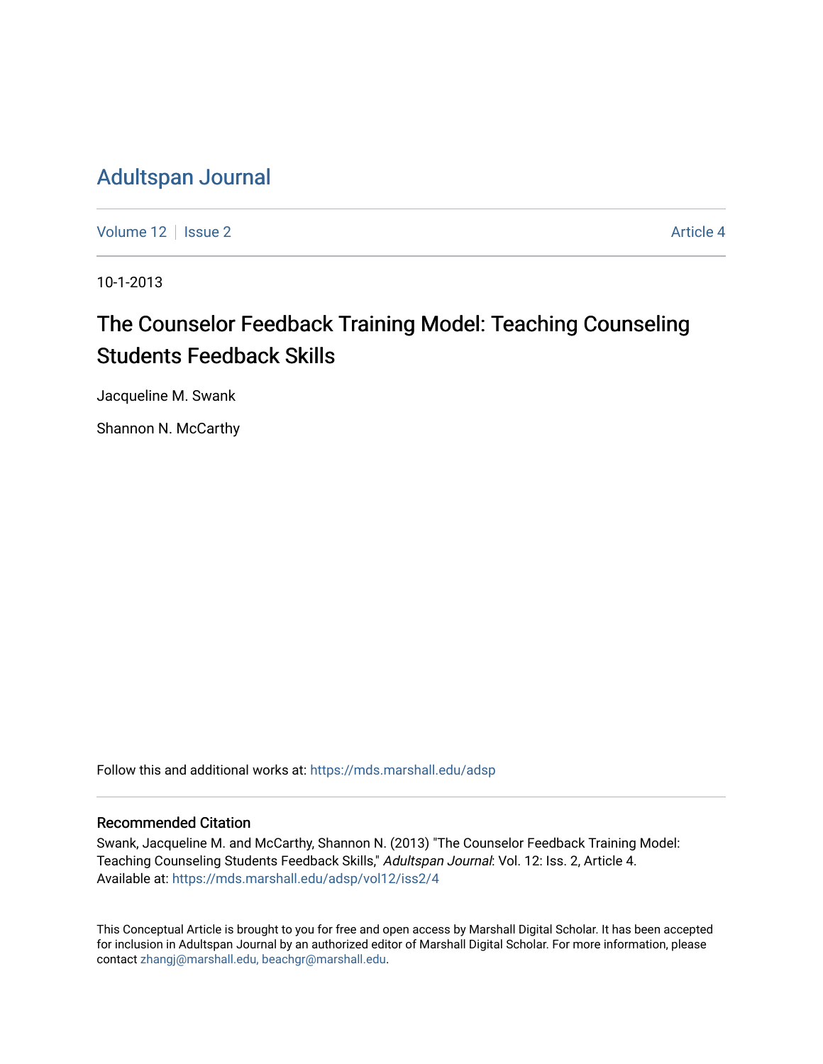# Adultspan Journal

Volume 12 | Issue 2 | Article 4

10-1-2013

## The Counselor Feedback Training Model: Teaching Counseling Students Feedback Skills

Jacqueline M. Swank

Shannon N. McCarthy

Follow this and additional works at: https://mds.marshall.edu/adsp

### Recommended Citation

Swank, Jacqueline M. and McCarthy, Shannon N. (2013) "The Counselor Feedback Training Model: Teaching Counseling Students Feedback Skills," *Adultspan Journal*: Vol. 12: Iss. 2, Article 4.
Available at: https://mds.marshall.edu/adsp/vol12/iss2/4

This Conceptual Article is brought to you for free and open access by Marshall Digital Scholar. It has been accepted for inclusion in Adultspan Journal by an authorized editor of Marshall Digital Scholar. For more information, please contact zhangj@marshall.edu, beachgr@marshall.edu.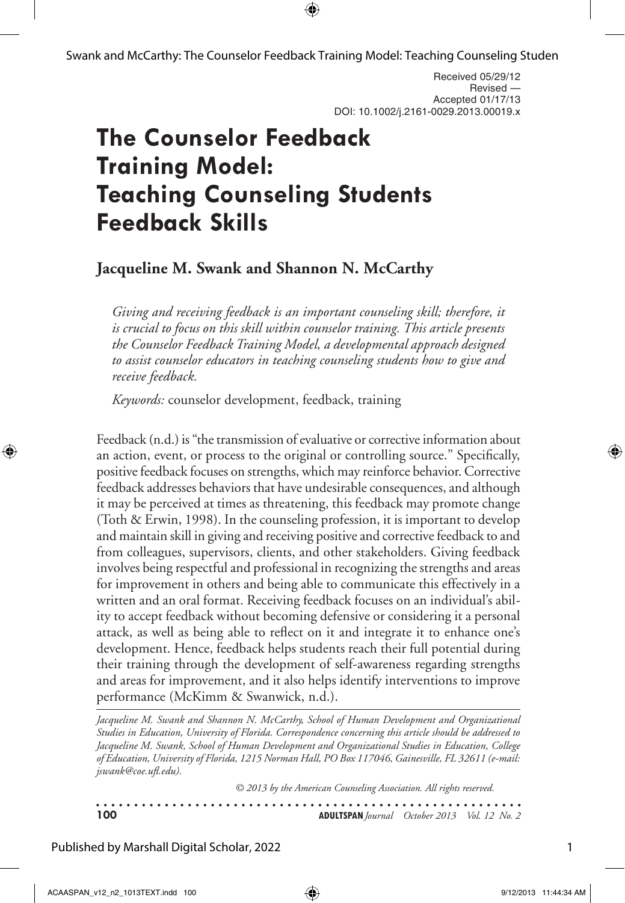Received 05/29/12
Revised —
Accepted 01/17/13
DOI: 10.1002/j.2161-0029.2013.00019.x

# The Counselor Feedback Training Model: Teaching Counseling Students Feedback Skills

**Jacqueline M. Swank and Shannon N. McCarthy**

*Giving and receiving feedback is an important counseling skill; therefore, it is crucial to focus on this skill within counselor training. This article presents the Counselor Feedback Training Model, a developmental approach designed to assist counselor educators in teaching counseling students how to give and receive feedback.*

*Keywords:* counselor development, feedback, training

Feedback (n.d.) is "the transmission of evaluative or corrective information about an action, event, or process to the original or controlling source." Specifically, positive feedback focuses on strengths, which may reinforce behavior. Corrective feedback addresses behaviors that have undesirable consequences, and although it may be perceived at times as threatening, this feedback may promote change (Toth & Erwin, 1998). In the counseling profession, it is important to develop and maintain skill in giving and receiving positive and corrective feedback to and from colleagues, supervisors, clients, and other stakeholders. Giving feedback involves being respectful and professional in recognizing the strengths and areas for improvement in others and being able to communicate this effectively in a written and an oral format. Receiving feedback focuses on an individual's ability to accept feedback without becoming defensive or considering it a personal attack, as well as being able to reflect on it and integrate it to enhance one's development. Hence, feedback helps students reach their full potential during their training through the development of self-awareness regarding strengths and areas for improvement, and it also helps identify interventions to improve performance (McKimm & Swanwick, n.d.).

*Jacqueline M. Swank and Shannon N. McCarthy, School of Human Development and Organizational Studies in Education, University of Florida. Correspondence concerning this article should be addressed to Jacqueline M. Swank, School of Human Development and Organizational Studies in Education, College of Education, University of Florida, 1215 Norman Hall, PO Box 117046, Gainesville, FL 32611 (e-mail: jswank@coe.ufl.edu).*

*© 2013 by the American Counseling Association. All rights reserved.*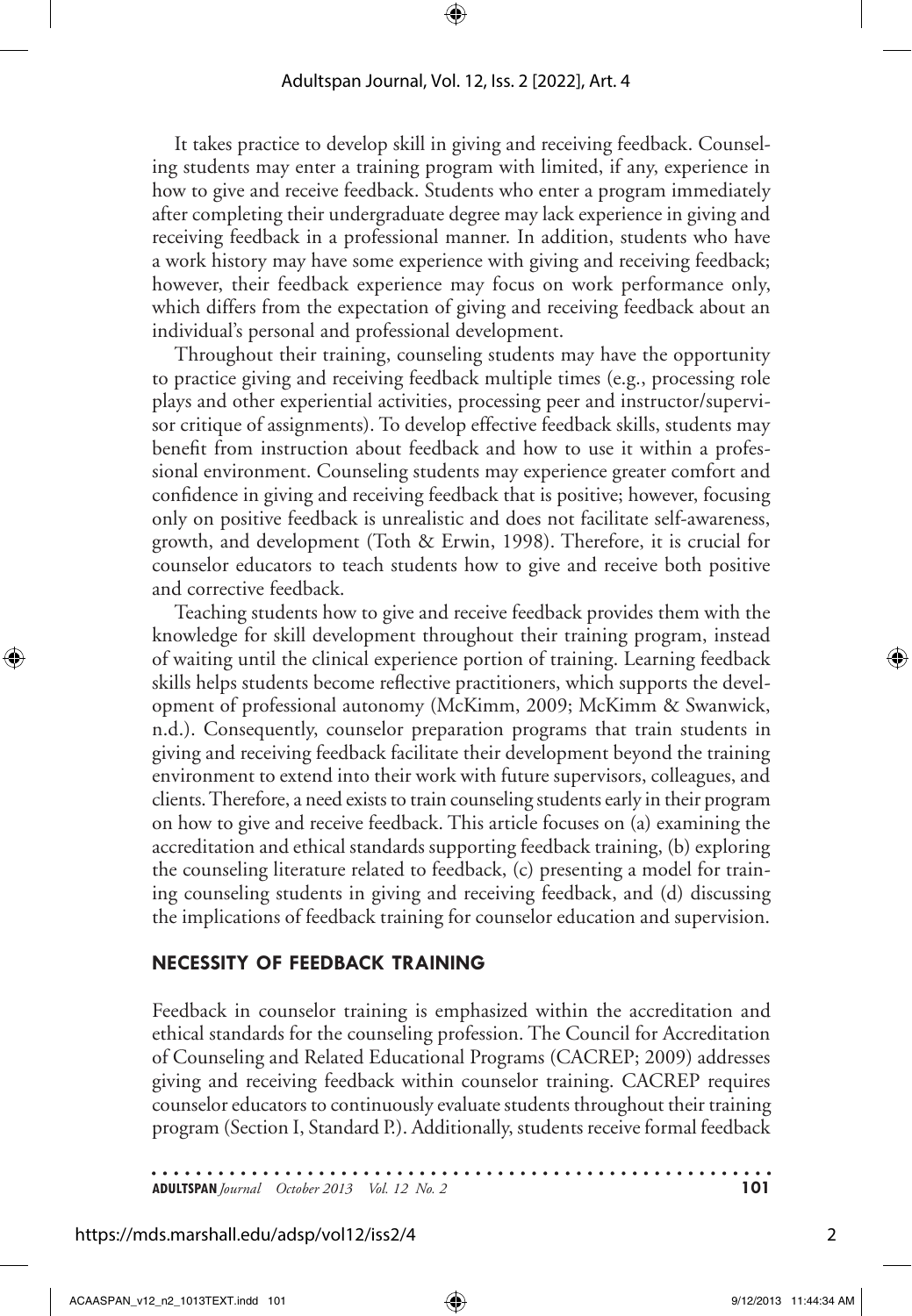It takes practice to develop skill in giving and receiving feedback. Counseling students may enter a training program with limited, if any, experience in how to give and receive feedback. Students who enter a program immediately after completing their undergraduate degree may lack experience in giving and receiving feedback in a professional manner. In addition, students who have a work history may have some experience with giving and receiving feedback; however, their feedback experience may focus on work performance only, which differs from the expectation of giving and receiving feedback about an individual's personal and professional development.

Throughout their training, counseling students may have the opportunity to practice giving and receiving feedback multiple times (e.g., processing role plays and other experiential activities, processing peer and instructor/supervisor critique of assignments). To develop effective feedback skills, students may benefit from instruction about feedback and how to use it within a professional environment. Counseling students may experience greater comfort and confidence in giving and receiving feedback that is positive; however, focusing only on positive feedback is unrealistic and does not facilitate self-awareness, growth, and development (Toth & Erwin, 1998). Therefore, it is crucial for counselor educators to teach students how to give and receive both positive and corrective feedback.

Teaching students how to give and receive feedback provides them with the knowledge for skill development throughout their training program, instead of waiting until the clinical experience portion of training. Learning feedback skills helps students become reflective practitioners, which supports the development of professional autonomy (McKimm, 2009; McKimm & Swanwick, n.d.). Consequently, counselor preparation programs that train students in giving and receiving feedback facilitate their development beyond the training environment to extend into their work with future supervisors, colleagues, and clients. Therefore, a need exists to train counseling students early in their program on how to give and receive feedback. This article focuses on (a) examining the accreditation and ethical standards supporting feedback training, (b) exploring the counseling literature related to feedback, (c) presenting a model for training counseling students in giving and receiving feedback, and (d) discussing the implications of feedback training for counselor education and supervision.

## NECESSITY OF FEEDBACK TRAINING

Feedback in counselor training is emphasized within the accreditation and ethical standards for the counseling profession. The Council for Accreditation of Counseling and Related Educational Programs (CACREP; 2009) addresses giving and receiving feedback within counselor training. CACREP requires counselor educators to continuously evaluate students throughout their training program (Section I, Standard P.). Additionally, students receive formal feedback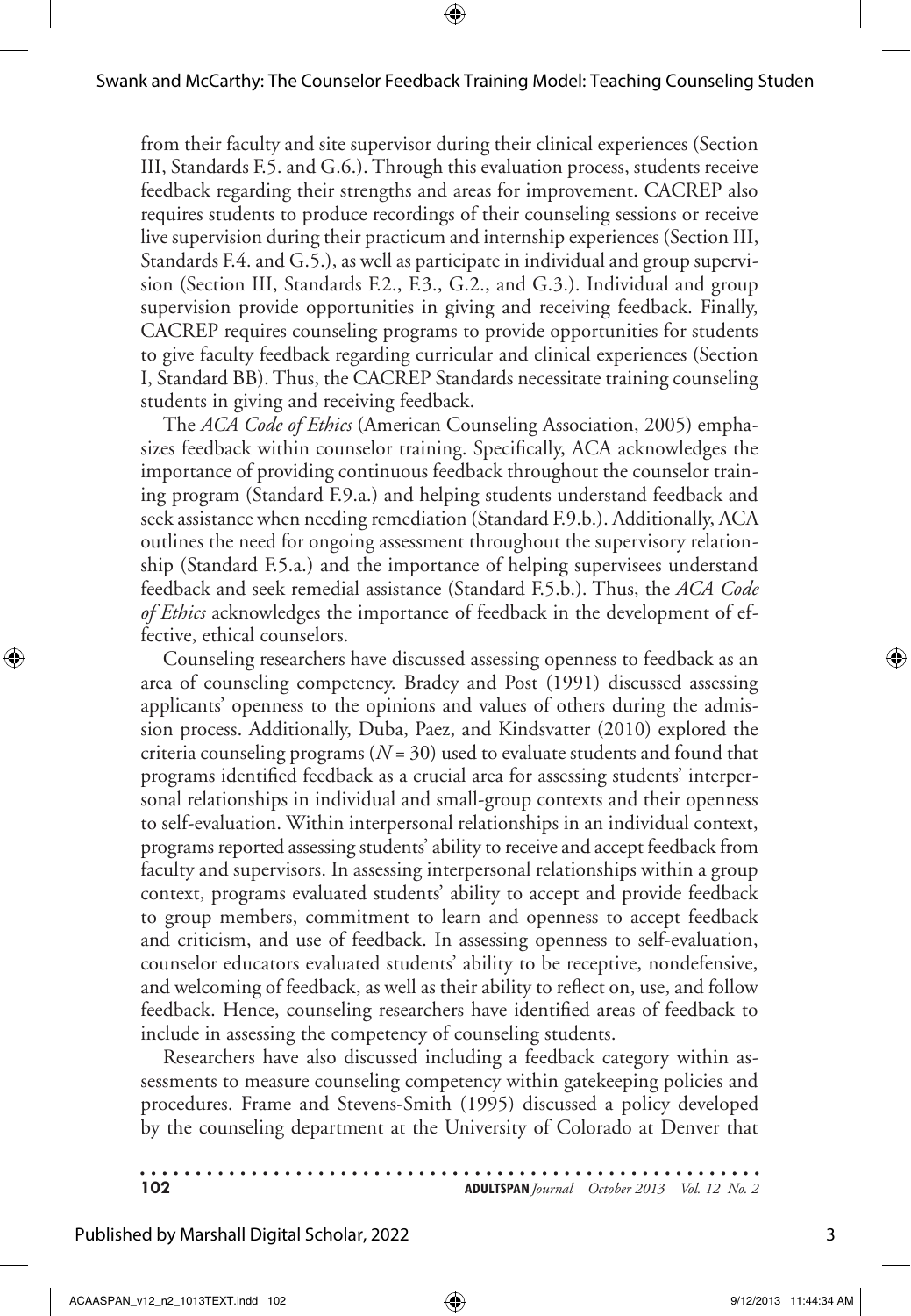from their faculty and site supervisor during their clinical experiences (Section III, Standards F.5. and G.6.). Through this evaluation process, students receive feedback regarding their strengths and areas for improvement. CACREP also requires students to produce recordings of their counseling sessions or receive live supervision during their practicum and internship experiences (Section III, Standards F.4. and G.5.), as well as participate in individual and group supervision (Section III, Standards F.2., F.3., G.2., and G.3.). Individual and group supervision provide opportunities in giving and receiving feedback. Finally, CACREP requires counseling programs to provide opportunities for students to give faculty feedback regarding curricular and clinical experiences (Section I, Standard BB). Thus, the CACREP Standards necessitate training counseling students in giving and receiving feedback.

The *ACA Code of Ethics* (American Counseling Association, 2005) emphasizes feedback within counselor training. Specifically, ACA acknowledges the importance of providing continuous feedback throughout the counselor training program (Standard F.9.a.) and helping students understand feedback and seek assistance when needing remediation (Standard F.9.b.). Additionally, ACA outlines the need for ongoing assessment throughout the supervisory relationship (Standard F.5.a.) and the importance of helping supervisees understand feedback and seek remedial assistance (Standard F.5.b.). Thus, the *ACA Code of Ethics* acknowledges the importance of feedback in the development of effective, ethical counselors.

Counseling researchers have discussed assessing openness to feedback as an area of counseling competency. Bradey and Post (1991) discussed assessing applicants' openness to the opinions and values of others during the admission process. Additionally, Duba, Paez, and Kindsvatter (2010) explored the criteria counseling programs ($N = 30$) used to evaluate students and found that programs identified feedback as a crucial area for assessing students' interpersonal relationships in individual and small-group contexts and their openness to self-evaluation. Within interpersonal relationships in an individual context, programs reported assessing students' ability to receive and accept feedback from faculty and supervisors. In assessing interpersonal relationships within a group context, programs evaluated students' ability to accept and provide feedback to group members, commitment to learn and openness to accept feedback and criticism, and use of feedback. In assessing openness to self-evaluation, counselor educators evaluated students' ability to be receptive, nondefensive, and welcoming of feedback, as well as their ability to reflect on, use, and follow feedback. Hence, counseling researchers have identified areas of feedback to include in assessing the competency of counseling students.

Researchers have also discussed including a feedback category within assessments to measure counseling competency within gatekeeping policies and procedures. Frame and Stevens-Smith (1995) discussed a policy developed by the counseling department at the University of Colorado at Denver that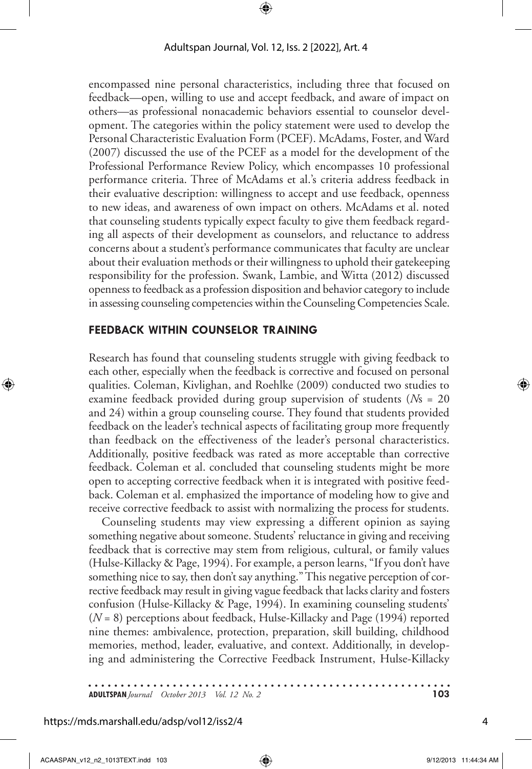encompassed nine personal characteristics, including three that focused on feedback—open, willing to use and accept feedback, and aware of impact on others—as professional nonacademic behaviors essential to counselor development. The categories within the policy statement were used to develop the Personal Characteristic Evaluation Form (PCEF). McAdams, Foster, and Ward (2007) discussed the use of the PCEF as a model for the development of the Professional Performance Review Policy, which encompasses 10 professional performance criteria. Three of McAdams et al.'s criteria address feedback in their evaluative description: willingness to accept and use feedback, openness to new ideas, and awareness of own impact on others. McAdams et al. noted that counseling students typically expect faculty to give them feedback regarding all aspects of their development as counselors, and reluctance to address concerns about a student's performance communicates that faculty are unclear about their evaluation methods or their willingness to uphold their gatekeeping responsibility for the profession. Swank, Lambie, and Witta (2012) discussed openness to feedback as a profession disposition and behavior category to include in assessing counseling competencies within the Counseling Competencies Scale.

## FEEDBACK WITHIN COUNSELOR TRAINING

Research has found that counseling students struggle with giving feedback to each other, especially when the feedback is corrective and focused on personal qualities. Coleman, Kivlighan, and Roehlke (2009) conducted two studies to examine feedback provided during group supervision of students (*N*s = 20 and 24) within a group counseling course. They found that students provided feedback on the leader's technical aspects of facilitating group more frequently than feedback on the effectiveness of the leader's personal characteristics. Additionally, positive feedback was rated as more acceptable than corrective feedback. Coleman et al. concluded that counseling students might be more open to accepting corrective feedback when it is integrated with positive feedback. Coleman et al. emphasized the importance of modeling how to give and receive corrective feedback to assist with normalizing the process for students.

Counseling students may view expressing a different opinion as saying something negative about someone. Students' reluctance in giving and receiving feedback that is corrective may stem from religious, cultural, or family values (Hulse-Killacky & Page, 1994). For example, a person learns, "If you don't have something nice to say, then don't say anything." This negative perception of corrective feedback may result in giving vague feedback that lacks clarity and fosters confusion (Hulse-Killacky & Page, 1994). In examining counseling students' (*N* = 8) perceptions about feedback, Hulse-Killacky and Page (1994) reported nine themes: ambivalence, protection, preparation, skill building, childhood memories, method, leader, evaluative, and context. Additionally, in developing and administering the Corrective Feedback Instrument, Hulse-Killacky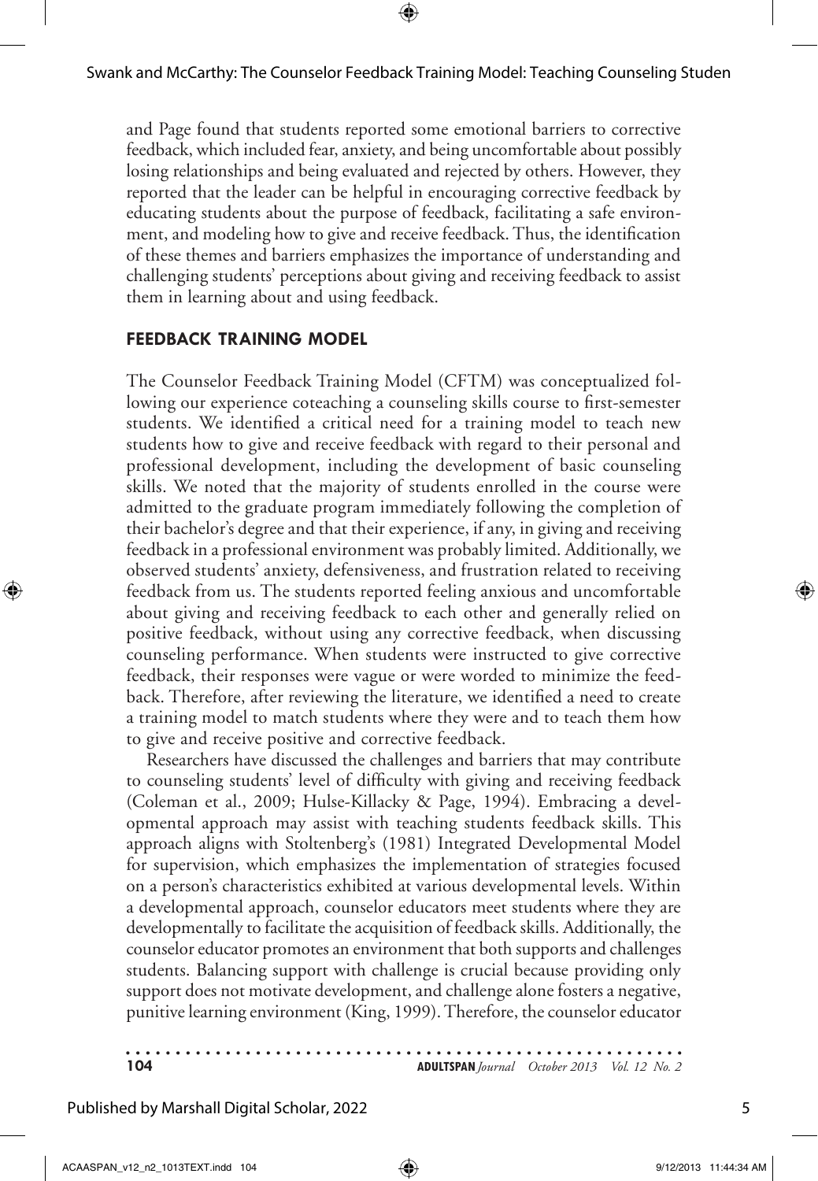and Page found that students reported some emotional barriers to corrective feedback, which included fear, anxiety, and being uncomfortable about possibly losing relationships and being evaluated and rejected by others. However, they reported that the leader can be helpful in encouraging corrective feedback by educating students about the purpose of feedback, facilitating a safe environment, and modeling how to give and receive feedback. Thus, the identification of these themes and barriers emphasizes the importance of understanding and challenging students' perceptions about giving and receiving feedback to assist them in learning about and using feedback.

## FEEDBACK TRAINING MODEL

The Counselor Feedback Training Model (CFTM) was conceptualized following our experience coteaching a counseling skills course to first-semester students. We identified a critical need for a training model to teach new students how to give and receive feedback with regard to their personal and professional development, including the development of basic counseling skills. We noted that the majority of students enrolled in the course were admitted to the graduate program immediately following the completion of their bachelor's degree and that their experience, if any, in giving and receiving feedback in a professional environment was probably limited. Additionally, we observed students' anxiety, defensiveness, and frustration related to receiving feedback from us. The students reported feeling anxious and uncomfortable about giving and receiving feedback to each other and generally relied on positive feedback, without using any corrective feedback, when discussing counseling performance. When students were instructed to give corrective feedback, their responses were vague or were worded to minimize the feedback. Therefore, after reviewing the literature, we identified a need to create a training model to match students where they were and to teach them how to give and receive positive and corrective feedback.

Researchers have discussed the challenges and barriers that may contribute to counseling students' level of difficulty with giving and receiving feedback (Coleman et al., 2009; Hulse-Killacky & Page, 1994). Embracing a developmental approach may assist with teaching students feedback skills. This approach aligns with Stoltenberg's (1981) Integrated Developmental Model for supervision, which emphasizes the implementation of strategies focused on a person's characteristics exhibited at various developmental levels. Within a developmental approach, counselor educators meet students where they are developmentally to facilitate the acquisition of feedback skills. Additionally, the counselor educator promotes an environment that both supports and challenges students. Balancing support with challenge is crucial because providing only support does not motivate development, and challenge alone fosters a negative, punitive learning environment (King, 1999). Therefore, the counselor educator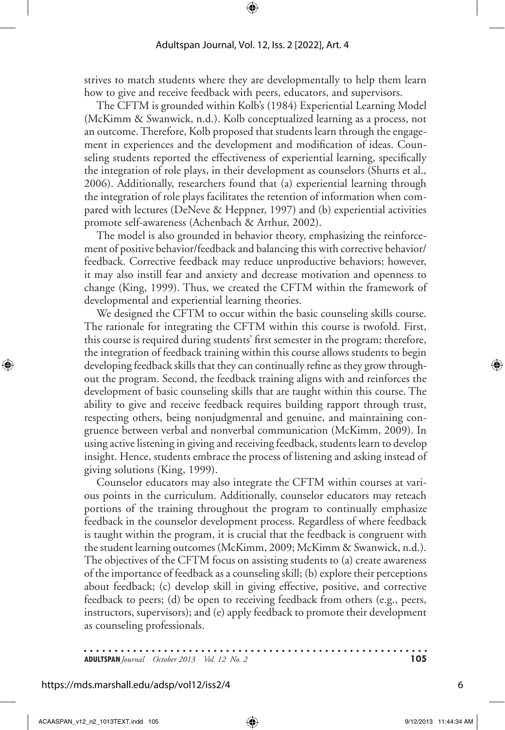strives to match students where they are developmentally to help them learn how to give and receive feedback with peers, educators, and supervisors.

The CFTM is grounded within Kolb's (1984) Experiential Learning Model (McKimm & Swanwick, n.d.). Kolb conceptualized learning as a process, not an outcome. Therefore, Kolb proposed that students learn through the engagement in experiences and the development and modification of ideas. Counseling students reported the effectiveness of experiential learning, specifically the integration of role plays, in their development as counselors (Shurts et al., 2006). Additionally, researchers found that (a) experiential learning through the integration of role plays facilitates the retention of information when compared with lectures (DeNeve & Heppner, 1997) and (b) experiential activities promote self-awareness (Achenbach & Arthur, 2002).

The model is also grounded in behavior theory, emphasizing the reinforcement of positive behavior/feedback and balancing this with corrective behavior/feedback. Corrective feedback may reduce unproductive behaviors; however, it may also instill fear and anxiety and decrease motivation and openness to change (King, 1999). Thus, we created the CFTM within the framework of developmental and experiential learning theories.

We designed the CFTM to occur within the basic counseling skills course. The rationale for integrating the CFTM within this course is twofold. First, this course is required during students' first semester in the program; therefore, the integration of feedback training within this course allows students to begin developing feedback skills that they can continually refine as they grow throughout the program. Second, the feedback training aligns with and reinforces the development of basic counseling skills that are taught within this course. The ability to give and receive feedback requires building rapport through trust, respecting others, being nonjudgmental and genuine, and maintaining congruence between verbal and nonverbal communication (McKimm, 2009). In using active listening in giving and receiving feedback, students learn to develop insight. Hence, students embrace the process of listening and asking instead of giving solutions (King, 1999).

Counselor educators may also integrate the CFTM within courses at various points in the curriculum. Additionally, counselor educators may reteach portions of the training throughout the program to continually emphasize feedback in the counselor development process. Regardless of where feedback is taught within the program, it is crucial that the feedback is congruent with the student learning outcomes (McKimm, 2009; McKimm & Swanwick, n.d.). The objectives of the CFTM focus on assisting students to (a) create awareness of the importance of feedback as a counseling skill; (b) explore their perceptions about feedback; (c) develop skill in giving effective, positive, and corrective feedback to peers; (d) be open to receiving feedback from others (e.g., peers, instructors, supervisors); and (e) apply feedback to promote their development as counseling professionals.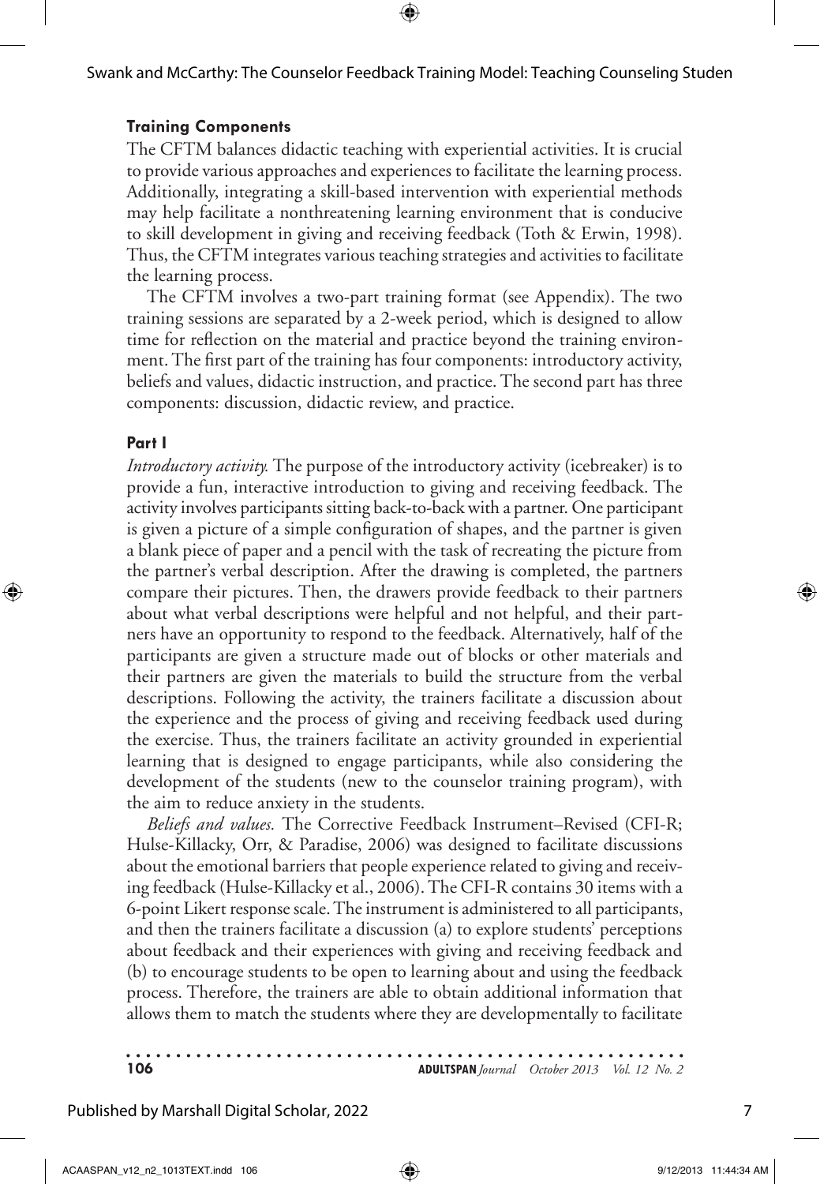#### Training Components

The CFTM balances didactic teaching with experiential activities. It is crucial to provide various approaches and experiences to facilitate the learning process. Additionally, integrating a skill-based intervention with experiential methods may help facilitate a nonthreatening learning environment that is conducive to skill development in giving and receiving feedback (Toth & Erwin, 1998). Thus, the CFTM integrates various teaching strategies and activities to facilitate the learning process.

The CFTM involves a two-part training format (see Appendix). The two training sessions are separated by a 2-week period, which is designed to allow time for reflection on the material and practice beyond the training environment. The first part of the training has four components: introductory activity, beliefs and values, didactic instruction, and practice. The second part has three components: discussion, didactic review, and practice.

#### Part I

*Introductory activity.* The purpose of the introductory activity (icebreaker) is to provide a fun, interactive introduction to giving and receiving feedback. The activity involves participants sitting back-to-back with a partner. One participant is given a picture of a simple configuration of shapes, and the partner is given a blank piece of paper and a pencil with the task of recreating the picture from the partner's verbal description. After the drawing is completed, the partners compare their pictures. Then, the drawers provide feedback to their partners about what verbal descriptions were helpful and not helpful, and their partners have an opportunity to respond to the feedback. Alternatively, half of the participants are given a structure made out of blocks or other materials and their partners are given the materials to build the structure from the verbal descriptions. Following the activity, the trainers facilitate a discussion about the experience and the process of giving and receiving feedback used during the exercise. Thus, the trainers facilitate an activity grounded in experiential learning that is designed to engage participants, while also considering the development of the students (new to the counselor training program), with the aim to reduce anxiety in the students.

*Beliefs and values.* The Corrective Feedback Instrument–Revised (CFI-R; Hulse-Killacky, Orr, & Paradise, 2006) was designed to facilitate discussions about the emotional barriers that people experience related to giving and receiving feedback (Hulse-Killacky et al., 2006). The CFI-R contains 30 items with a 6-point Likert response scale. The instrument is administered to all participants, and then the trainers facilitate a discussion (a) to explore students' perceptions about feedback and their experiences with giving and receiving feedback and (b) to encourage students to be open to learning about and using the feedback process. Therefore, the trainers are able to obtain additional information that allows them to match the students where they are developmentally to facilitate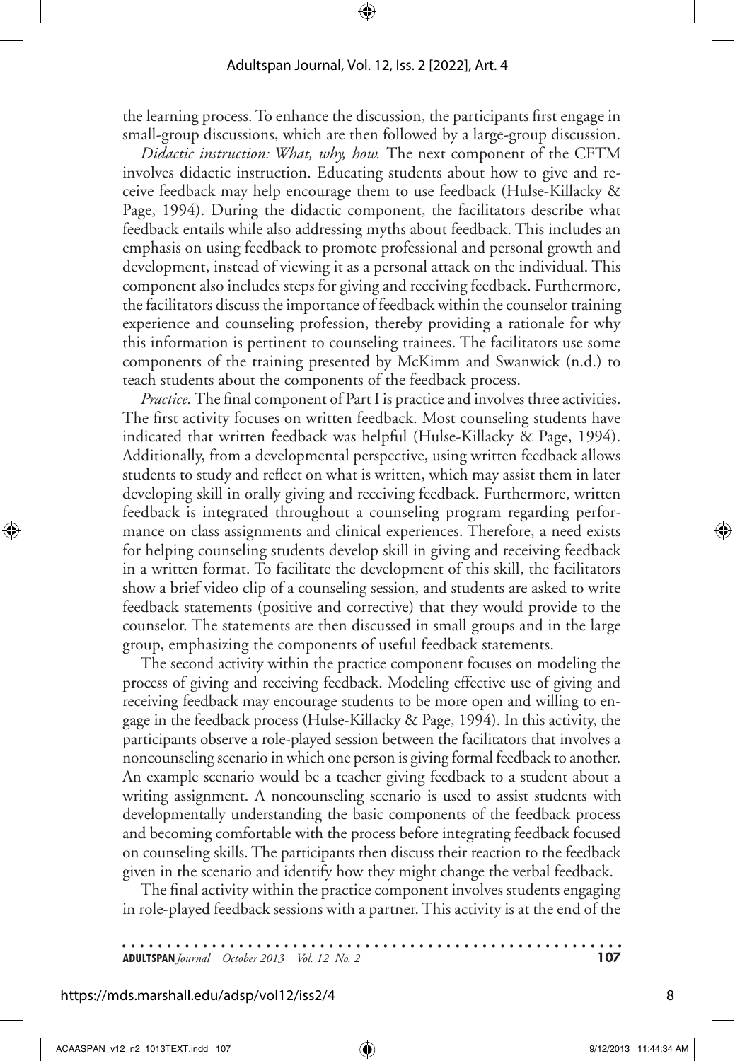the learning process. To enhance the discussion, the participants first engage in small-group discussions, which are then followed by a large-group discussion.

*Didactic instruction: What, why, how.* The next component of the CFTM involves didactic instruction. Educating students about how to give and receive feedback may help encourage them to use feedback (Hulse-Killacky & Page, 1994). During the didactic component, the facilitators describe what feedback entails while also addressing myths about feedback. This includes an emphasis on using feedback to promote professional and personal growth and development, instead of viewing it as a personal attack on the individual. This component also includes steps for giving and receiving feedback. Furthermore, the facilitators discuss the importance of feedback within the counselor training experience and counseling profession, thereby providing a rationale for why this information is pertinent to counseling trainees. The facilitators use some components of the training presented by McKimm and Swanwick (n.d.) to teach students about the components of the feedback process.

*Practice.* The final component of Part I is practice and involves three activities. The first activity focuses on written feedback. Most counseling students have indicated that written feedback was helpful (Hulse-Killacky & Page, 1994). Additionally, from a developmental perspective, using written feedback allows students to study and reflect on what is written, which may assist them in later developing skill in orally giving and receiving feedback. Furthermore, written feedback is integrated throughout a counseling program regarding performance on class assignments and clinical experiences. Therefore, a need exists for helping counseling students develop skill in giving and receiving feedback in a written format. To facilitate the development of this skill, the facilitators show a brief video clip of a counseling session, and students are asked to write feedback statements (positive and corrective) that they would provide to the counselor. The statements are then discussed in small groups and in the large group, emphasizing the components of useful feedback statements.

The second activity within the practice component focuses on modeling the process of giving and receiving feedback. Modeling effective use of giving and receiving feedback may encourage students to be more open and willing to engage in the feedback process (Hulse-Killacky & Page, 1994). In this activity, the participants observe a role-played session between the facilitators that involves a noncounseling scenario in which one person is giving formal feedback to another. An example scenario would be a teacher giving feedback to a student about a writing assignment. A noncounseling scenario is used to assist students with developmentally understanding the basic components of the feedback process and becoming comfortable with the process before integrating feedback focused on counseling skills. The participants then discuss their reaction to the feedback given in the scenario and identify how they might change the verbal feedback.

The final activity within the practice component involves students engaging in role-played feedback sessions with a partner. This activity is at the end of the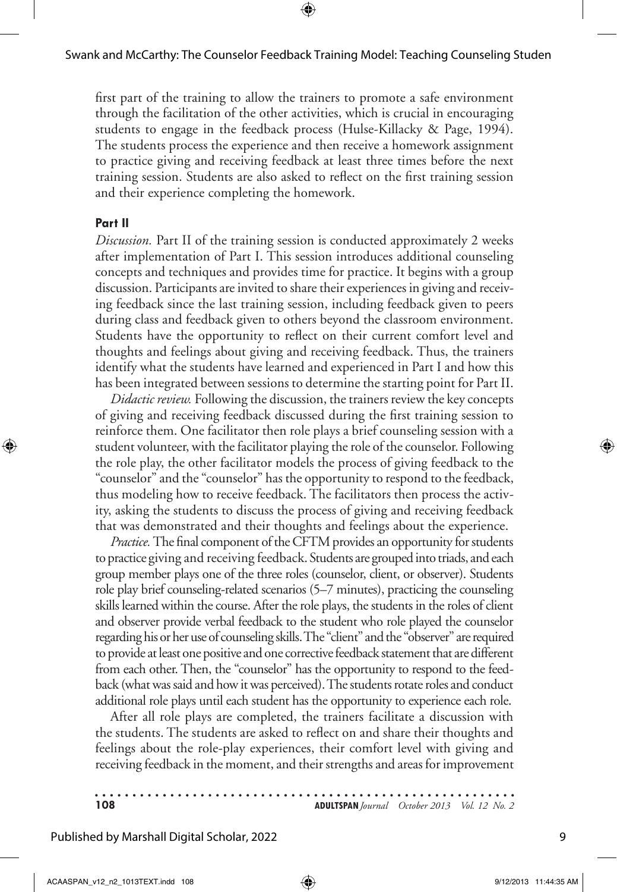first part of the training to allow the trainers to promote a safe environment through the facilitation of the other activities, which is crucial in encouraging students to engage in the feedback process (Hulse-Killacky & Page, 1994). The students process the experience and then receive a homework assignment to practice giving and receiving feedback at least three times before the next training session. Students are also asked to reflect on the first training session and their experience completing the homework.

### Part II

*Discussion.* Part II of the training session is conducted approximately 2 weeks after implementation of Part I. This session introduces additional counseling concepts and techniques and provides time for practice. It begins with a group discussion. Participants are invited to share their experiences in giving and receiving feedback since the last training session, including feedback given to peers during class and feedback given to others beyond the classroom environment. Students have the opportunity to reflect on their current comfort level and thoughts and feelings about giving and receiving feedback. Thus, the trainers identify what the students have learned and experienced in Part I and how this has been integrated between sessions to determine the starting point for Part II.

*Didactic review.* Following the discussion, the trainers review the key concepts of giving and receiving feedback discussed during the first training session to reinforce them. One facilitator then role plays a brief counseling session with a student volunteer, with the facilitator playing the role of the counselor. Following the role play, the other facilitator models the process of giving feedback to the "counselor" and the "counselor" has the opportunity to respond to the feedback, thus modeling how to receive feedback. The facilitators then process the activity, asking the students to discuss the process of giving and receiving feedback that was demonstrated and their thoughts and feelings about the experience.

*Practice.* The final component of the CFTM provides an opportunity for students to practice giving and receiving feedback. Students are grouped into triads, and each group member plays one of the three roles (counselor, client, or observer). Students role play brief counseling-related scenarios (5–7 minutes), practicing the counseling skills learned within the course. After the role plays, the students in the roles of client and observer provide verbal feedback to the student who role played the counselor regarding his or her use of counseling skills. The "client" and the "observer" are required to provide at least one positive and one corrective feedback statement that are different from each other. Then, the "counselor" has the opportunity to respond to the feedback (what was said and how it was perceived). The students rotate roles and conduct additional role plays until each student has the opportunity to experience each role.

After all role plays are completed, the trainers facilitate a discussion with the students. The students are asked to reflect on and share their thoughts and feelings about the role-play experiences, their comfort level with giving and receiving feedback in the moment, and their strengths and areas for improvement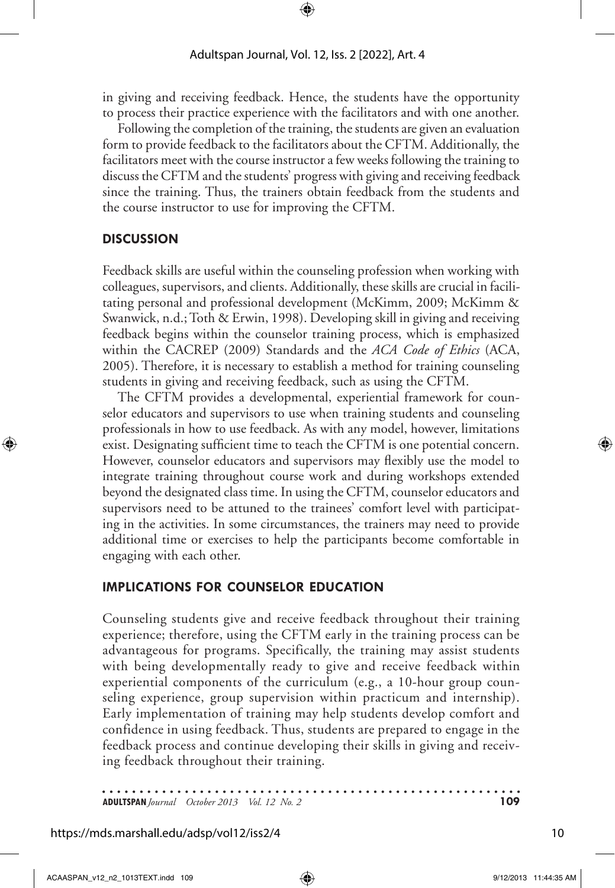in giving and receiving feedback. Hence, the students have the opportunity to process their practice experience with the facilitators and with one another.

Following the completion of the training, the students are given an evaluation form to provide feedback to the facilitators about the CFTM. Additionally, the facilitators meet with the course instructor a few weeks following the training to discuss the CFTM and the students' progress with giving and receiving feedback since the training. Thus, the trainers obtain feedback from the students and the course instructor to use for improving the CFTM.

## DISCUSSION

Feedback skills are useful within the counseling profession when working with colleagues, supervisors, and clients. Additionally, these skills are crucial in facilitating personal and professional development (McKimm, 2009; McKimm & Swanwick, n.d.; Toth & Erwin, 1998). Developing skill in giving and receiving feedback begins within the counselor training process, which is emphasized within the CACREP (2009) Standards and the *ACA Code of Ethics* (ACA, 2005). Therefore, it is necessary to establish a method for training counseling students in giving and receiving feedback, such as using the CFTM.

The CFTM provides a developmental, experiential framework for counselor educators and supervisors to use when training students and counseling professionals in how to use feedback. As with any model, however, limitations exist. Designating sufficient time to teach the CFTM is one potential concern. However, counselor educators and supervisors may flexibly use the model to integrate training throughout course work and during workshops extended beyond the designated class time. In using the CFTM, counselor educators and supervisors need to be attuned to the trainees' comfort level with participating in the activities. In some circumstances, the trainers may need to provide additional time or exercises to help the participants become comfortable in engaging with each other.

## IMPLICATIONS FOR COUNSELOR EDUCATION

Counseling students give and receive feedback throughout their training experience; therefore, using the CFTM early in the training process can be advantageous for programs. Specifically, the training may assist students with being developmentally ready to give and receive feedback within experiential components of the curriculum (e.g., a 10-hour group counseling experience, group supervision within practicum and internship). Early implementation of training may help students develop comfort and confidence in using feedback. Thus, students are prepared to engage in the feedback process and continue developing their skills in giving and receiving feedback throughout their training.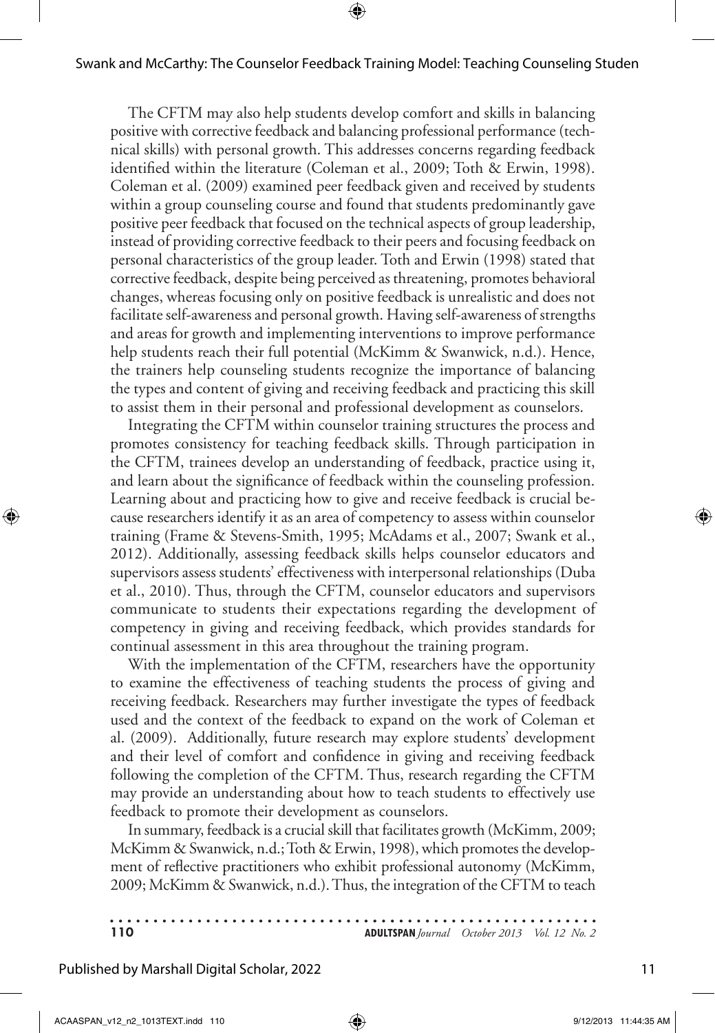The CFTM may also help students develop comfort and skills in balancing positive with corrective feedback and balancing professional performance (technical skills) with personal growth. This addresses concerns regarding feedback identified within the literature (Coleman et al., 2009; Toth & Erwin, 1998). Coleman et al. (2009) examined peer feedback given and received by students within a group counseling course and found that students predominantly gave positive peer feedback that focused on the technical aspects of group leadership, instead of providing corrective feedback to their peers and focusing feedback on personal characteristics of the group leader. Toth and Erwin (1998) stated that corrective feedback, despite being perceived as threatening, promotes behavioral changes, whereas focusing only on positive feedback is unrealistic and does not facilitate self-awareness and personal growth. Having self-awareness of strengths and areas for growth and implementing interventions to improve performance help students reach their full potential (McKimm & Swanwick, n.d.). Hence, the trainers help counseling students recognize the importance of balancing the types and content of giving and receiving feedback and practicing this skill to assist them in their personal and professional development as counselors.

Integrating the CFTM within counselor training structures the process and promotes consistency for teaching feedback skills. Through participation in the CFTM, trainees develop an understanding of feedback, practice using it, and learn about the significance of feedback within the counseling profession. Learning about and practicing how to give and receive feedback is crucial because researchers identify it as an area of competency to assess within counselor training (Frame & Stevens-Smith, 1995; McAdams et al., 2007; Swank et al., 2012). Additionally, assessing feedback skills helps counselor educators and supervisors assess students' effectiveness with interpersonal relationships (Duba et al., 2010). Thus, through the CFTM, counselor educators and supervisors communicate to students their expectations regarding the development of competency in giving and receiving feedback, which provides standards for continual assessment in this area throughout the training program.

With the implementation of the CFTM, researchers have the opportunity to examine the effectiveness of teaching students the process of giving and receiving feedback. Researchers may further investigate the types of feedback used and the context of the feedback to expand on the work of Coleman et al. (2009). Additionally, future research may explore students' development and their level of comfort and confidence in giving and receiving feedback following the completion of the CFTM. Thus, research regarding the CFTM may provide an understanding about how to teach students to effectively use feedback to promote their development as counselors.

In summary, feedback is a crucial skill that facilitates growth (McKimm, 2009; McKimm & Swanwick, n.d.; Toth & Erwin, 1998), which promotes the development of reflective practitioners who exhibit professional autonomy (McKimm, 2009; McKimm & Swanwick, n.d.). Thus, the integration of the CFTM to teach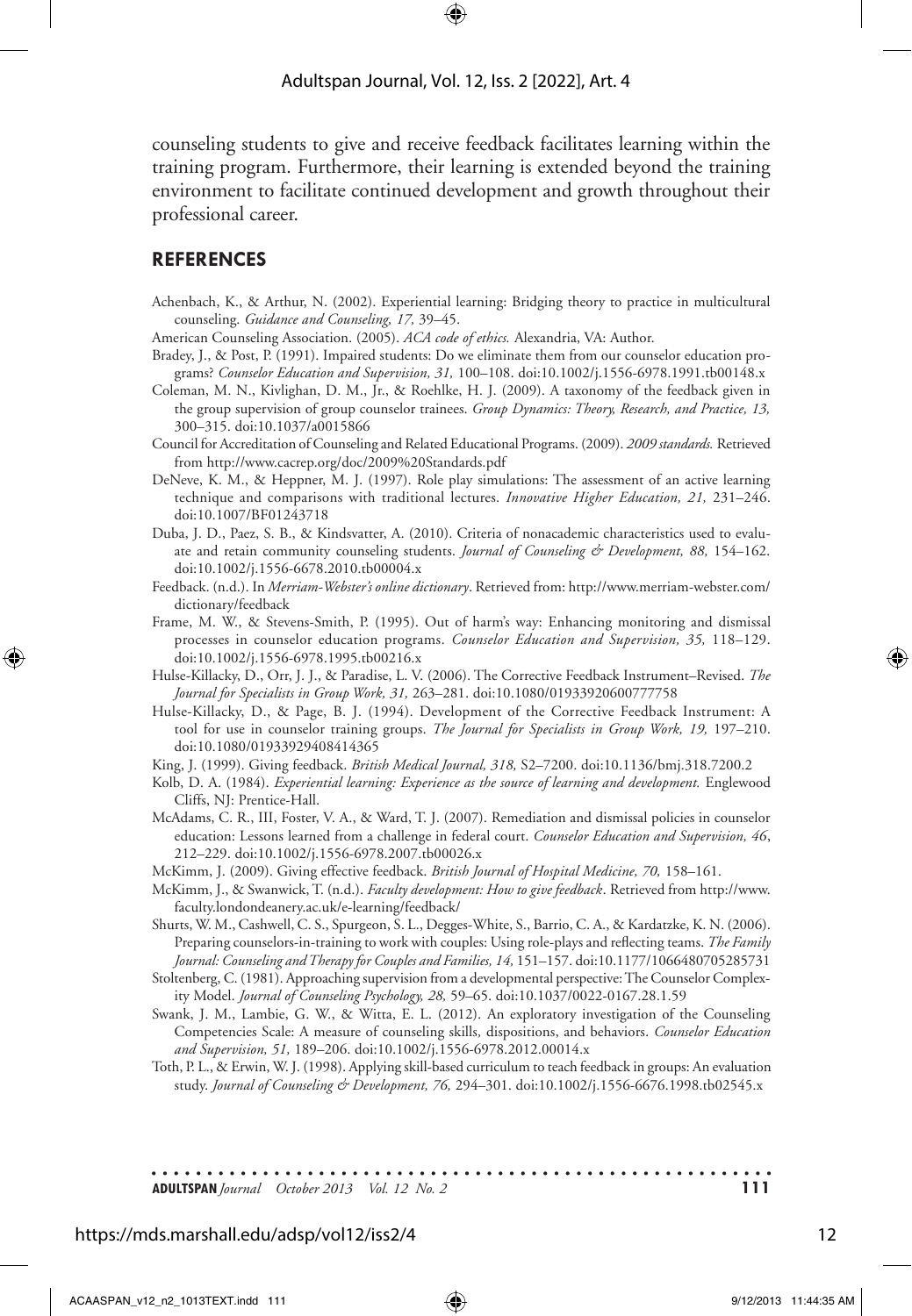counseling students to give and receive feedback facilitates learning within the training program. Furthermore, their learning is extended beyond the training environment to facilitate continued development and growth throughout their professional career.

## REFERENCES

Achenbach, K., & Arthur, N. (2002). Experiential learning: Bridging theory to practice in multicultural counseling. *Guidance and Counseling, 17,* 39–45.

American Counseling Association. (2005). *ACA code of ethics.* Alexandria, VA: Author.

Bradey, J., & Post, P. (1991). Impaired students: Do we eliminate them from our counselor education programs? *Counselor Education and Supervision, 31,* 100–108. doi:10.1002/j.1556-6978.1991.tb00148.x

Coleman, M. N., Kivlighan, D. M., Jr., & Roehlke, H. J. (2009). A taxonomy of the feedback given in the group supervision of group counselor trainees. *Group Dynamics: Theory, Research, and Practice, 13,* 300–315. doi:10.1037/a0015866

Council for Accreditation of Counseling and Related Educational Programs. (2009). *2009 standards.* Retrieved from http://www.cacrep.org/doc/2009%20Standards.pdf

DeNeve, K. M., & Heppner, M. J. (1997). Role play simulations: The assessment of an active learning technique and comparisons with traditional lectures. *Innovative Higher Education, 21,* 231–246. doi:10.1007/BF01243718

Duba, J. D., Paez, S. B., & Kindsvatter, A. (2010). Criteria of nonacademic characteristics used to evaluate and retain community counseling students. *Journal of Counseling & Development, 88,* 154–162. doi:10.1002/j.1556-6678.2010.tb00004.x

Feedback. (n.d.). In *Merriam-Webster's online dictionary*. Retrieved from: http://www.merriam-webster.com/dictionary/feedback

Frame, M. W., & Stevens-Smith, P. (1995). Out of harm's way: Enhancing monitoring and dismissal processes in counselor education programs. *Counselor Education and Supervision, 35,* 118–129. doi:10.1002/j.1556-6978.1995.tb00216.x

Hulse-Killacky, D., Orr, J. J., & Paradise, L. V. (2006). The Corrective Feedback Instrument–Revised. *The Journal for Specialists in Group Work, 31,* 263–281. doi:10.1080/01933920600777758

Hulse-Killacky, D., & Page, B. J. (1994). Development of the Corrective Feedback Instrument: A tool for use in counselor training groups. *The Journal for Specialists in Group Work, 19,* 197–210. doi:10.1080/01933929408414365

King, J. (1999). Giving feedback. *British Medical Journal, 318,* S2–7200. doi:10.1136/bmj.318.7200.2

Kolb, D. A. (1984). *Experiential learning: Experience as the source of learning and development.* Englewood Cliffs, NJ: Prentice-Hall.

McAdams, C. R., III, Foster, V. A., & Ward, T. J. (2007). Remediation and dismissal policies in counselor education: Lessons learned from a challenge in federal court. *Counselor Education and Supervision, 46*, 212–229. doi:10.1002/j.1556-6978.2007.tb00026.x

McKimm, J. (2009). Giving effective feedback. *British Journal of Hospital Medicine, 70,* 158–161.

McKimm, J., & Swanwick, T. (n.d.). *Faculty development: How to give feedback*. Retrieved from http://www.faculty.londondeanery.ac.uk/e-learning/feedback/

Shurts, W. M., Cashwell, C. S., Spurgeon, S. L., Degges-White, S., Barrio, C. A., & Kardatzke, K. N. (2006). Preparing counselors-in-training to work with couples: Using role-plays and reflecting teams. *The Family Journal: Counseling and Therapy for Couples and Families, 14,* 151–157. doi:10.1177/1066480705285731

Stoltenberg, C. (1981). Approaching supervision from a developmental perspective: The Counselor Complexity Model. *Journal of Counseling Psychology, 28,* 59–65. doi:10.1037/0022-0167.28.1.59

Swank, J. M., Lambie, G. W., & Witta, E. L. (2012). An exploratory investigation of the Counseling Competencies Scale: A measure of counseling skills, dispositions, and behaviors. *Counselor Education and Supervision, 51,* 189–206. doi:10.1002/j.1556-6978.2012.00014.x

Toth, P. L., & Erwin, W. J. (1998). Applying skill-based curriculum to teach feedback in groups: An evaluation study. *Journal of Counseling & Development, 76,* 294–301. doi:10.1002/j.1556-6676.1998.tb02545.x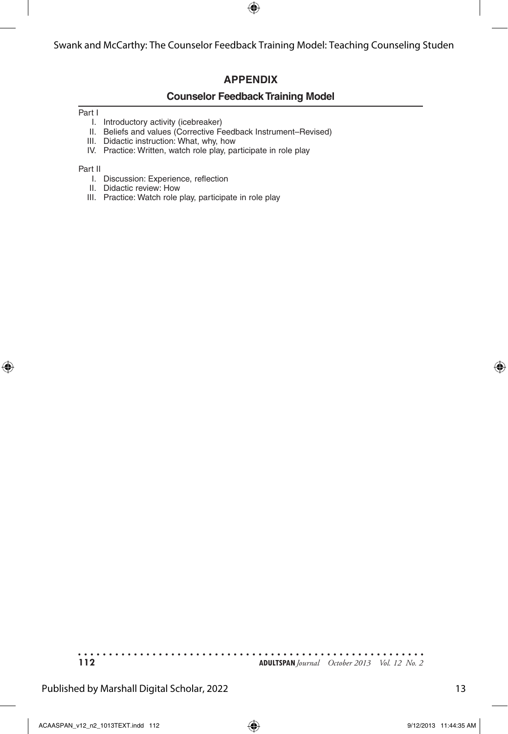## APPENDIX

### Counselor Feedback Training Model

Part I

- I. Introductory activity (icebreaker)
- II. Beliefs and values (Corrective Feedback Instrument–Revised)
- III. Didactic instruction: What, why, how
- IV. Practice: Written, watch role play, participate in role play

Part II

- I. Discussion: Experience, reflection
- II. Didactic review: How
- III. Practice: Watch role play, participate in role play